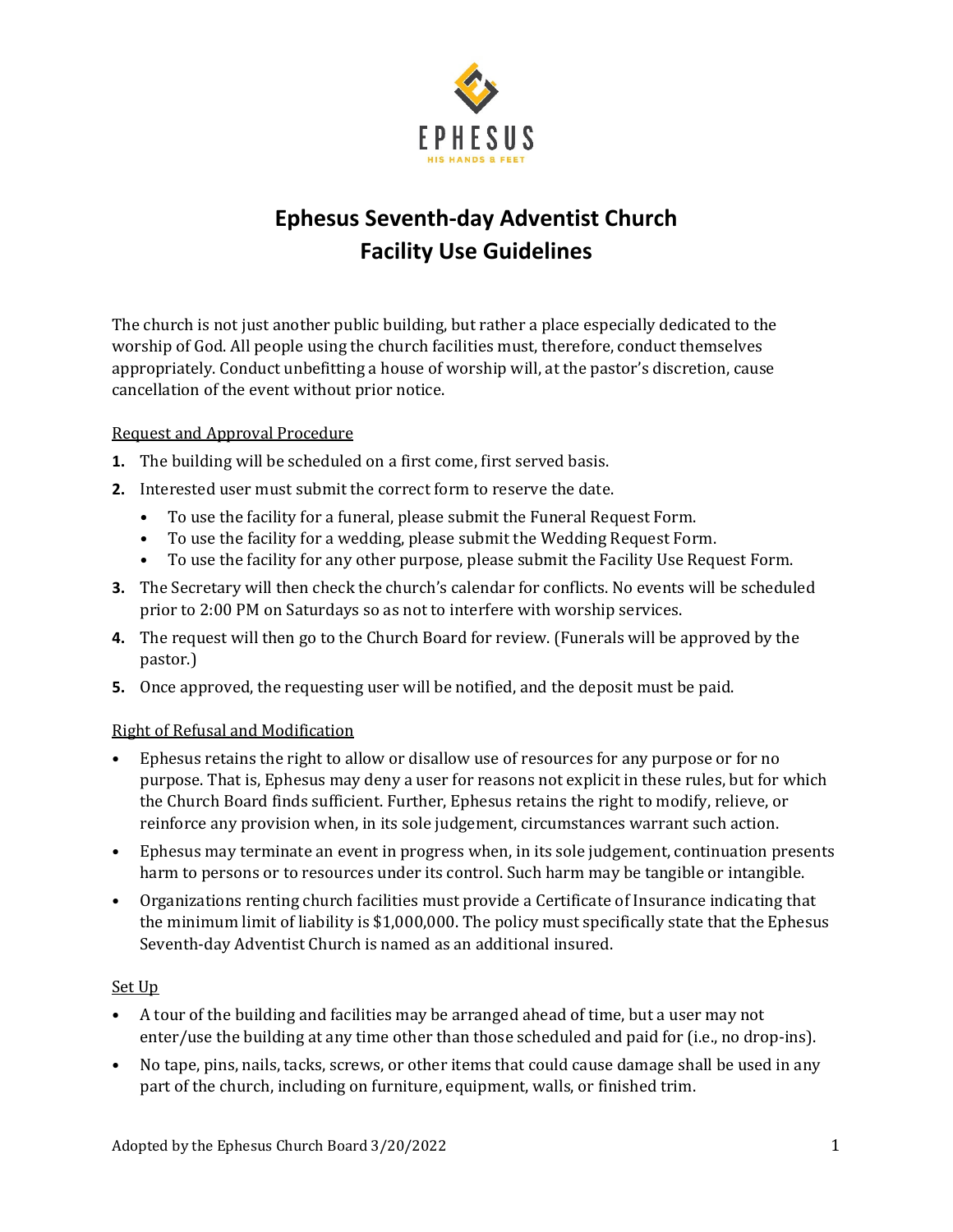EPHESUS

HIS HANDS & FEET

# Ephesus Seventh-day Adventist Church
# Facility Use Guidelines

The church is not just another public building, but rather a place especially dedicated to the worship of God. All people using the church facilities must, therefore, conduct themselves appropriately. Conduct unbefitting a house of worship will, at the pastor's discretion, cause cancellation of the event without prior notice.

## Request and Approval Procedure

1. The building will be scheduled on a first come, first served basis.
2. Interested user must submit the correct form to reserve the date.
   - To use the facility for a funeral, please submit the Funeral Request Form.
   - To use the facility for a wedding, please submit the Wedding Request Form.
   - To use the facility for any other purpose, please submit the Facility Use Request Form.
3. The Secretary will then check the church's calendar for conflicts. No events will be scheduled prior to 2:00 PM on Saturdays so as not to interfere with worship services.
4. The request will then go to the Church Board for review. (Funerals will be approved by the pastor.)
5. Once approved, the requesting user will be notified, and the deposit must be paid.

## Right of Refusal and Modification

- Ephesus retains the right to allow or disallow use of resources for any purpose or for no purpose. That is, Ephesus may deny a user for reasons not explicit in these rules, but for which the Church Board finds sufficient. Further, Ephesus retains the right to modify, relieve, or reinforce any provision when, in its sole judgement, circumstances warrant such action.
- Ephesus may terminate an event in progress when, in its sole judgement, continuation presents harm to persons or to resources under its control. Such harm may be tangible or intangible.
- Organizations renting church facilities must provide a Certificate of Insurance indicating that the minimum limit of liability is $1,000,000. The policy must specifically state that the Ephesus Seventh-day Adventist Church is named as an additional insured.

## Set Up

- A tour of the building and facilities may be arranged ahead of time, but a user may not enter/use the building at any time other than those scheduled and paid for (i.e., no drop-ins).
- No tape, pins, nails, tacks, screws, or other items that could cause damage shall be used in any part of the church, including on furniture, equipment, walls, or finished trim.

Adopted by the Ephesus Church Board 3/20/2022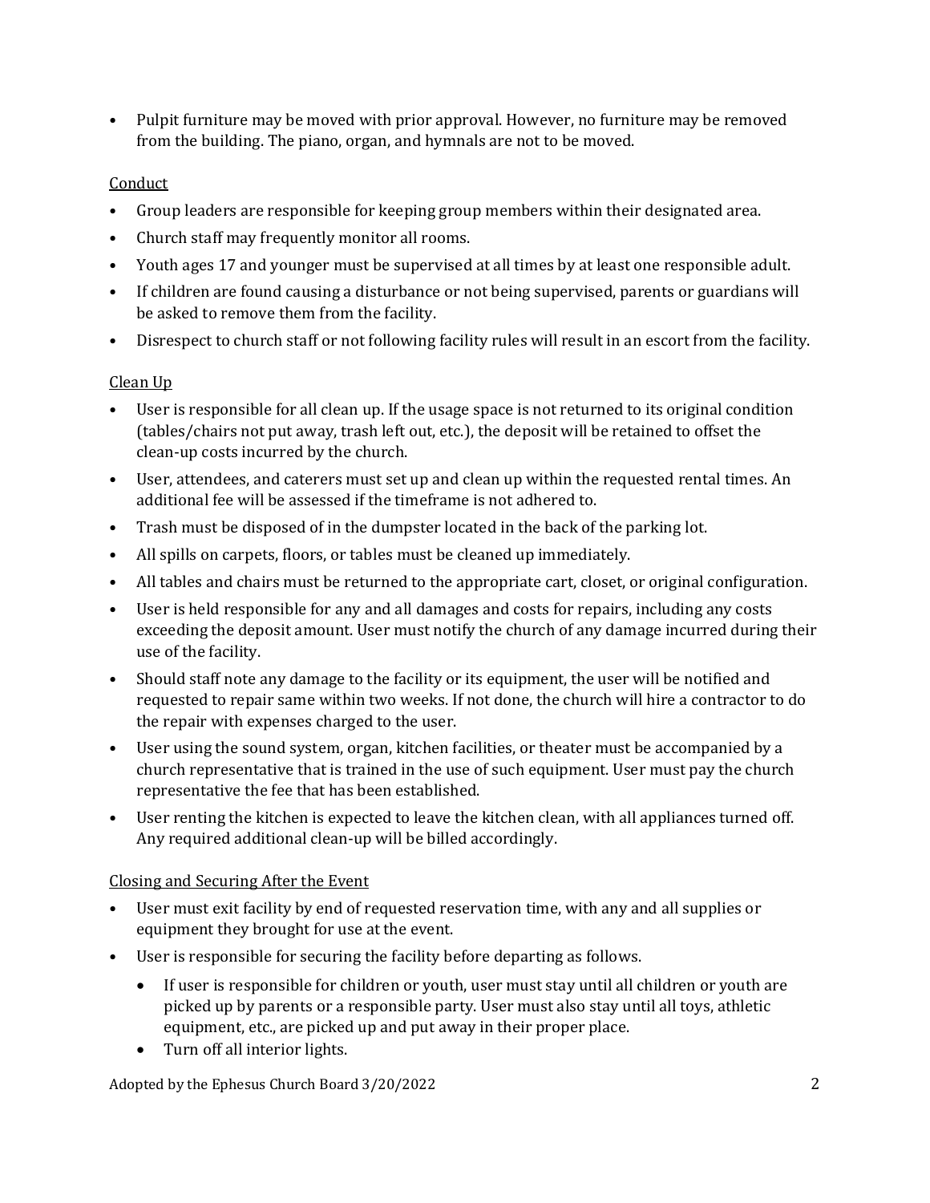- Pulpit furniture may be moved with prior approval. However, no furniture may be removed from the building. The piano, organ, and hymnals are not to be moved.

<u>Conduct</u>

- Group leaders are responsible for keeping group members within their designated area.
- Church staff may frequently monitor all rooms.
- Youth ages 17 and younger must be supervised at all times by at least one responsible adult.
- If children are found causing a disturbance or not being supervised, parents or guardians will be asked to remove them from the facility.
- Disrespect to church staff or not following facility rules will result in an escort from the facility.

<u>Clean Up</u>

- User is responsible for all clean up. If the usage space is not returned to its original condition (tables/chairs not put away, trash left out, etc.), the deposit will be retained to offset the clean-up costs incurred by the church.
- User, attendees, and caterers must set up and clean up within the requested rental times. An additional fee will be assessed if the timeframe is not adhered to.
- Trash must be disposed of in the dumpster located in the back of the parking lot.
- All spills on carpets, floors, or tables must be cleaned up immediately.
- All tables and chairs must be returned to the appropriate cart, closet, or original configuration.
- User is held responsible for any and all damages and costs for repairs, including any costs exceeding the deposit amount. User must notify the church of any damage incurred during their use of the facility.
- Should staff note any damage to the facility or its equipment, the user will be notified and requested to repair same within two weeks. If not done, the church will hire a contractor to do the repair with expenses charged to the user.
- User using the sound system, organ, kitchen facilities, or theater must be accompanied by a church representative that is trained in the use of such equipment. User must pay the church representative the fee that has been established.
- User renting the kitchen is expected to leave the kitchen clean, with all appliances turned off. Any required additional clean-up will be billed accordingly.

<u>Closing and Securing After the Event</u>

- User must exit facility by end of requested reservation time, with any and all supplies or equipment they brought for use at the event.
- User is responsible for securing the facility before departing as follows.
    - If user is responsible for children or youth, user must stay until all children or youth are picked up by parents or a responsible party. User must also stay until all toys, athletic equipment, etc., are picked up and put away in their proper place.
    - Turn off all interior lights.

Adopted by the Ephesus Church Board 3/20/2022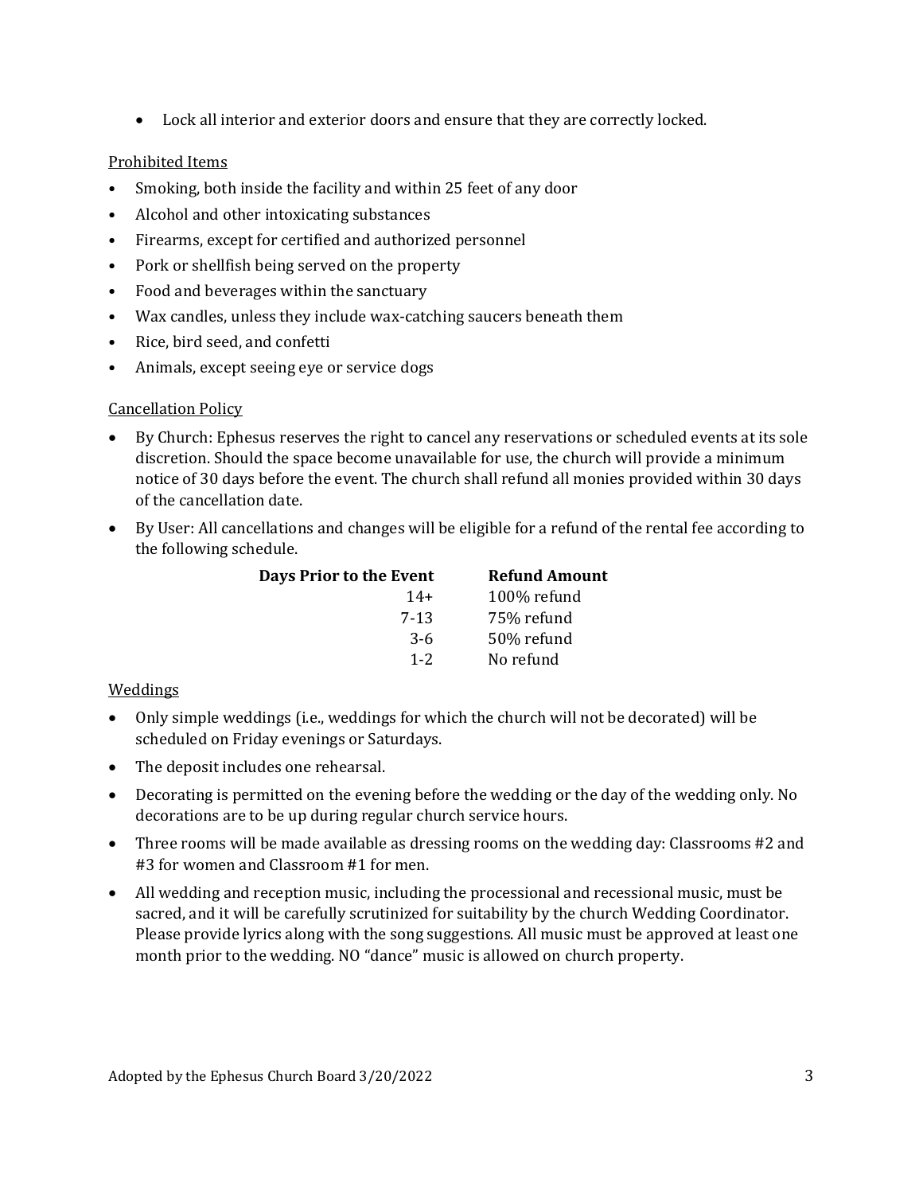- Lock all interior and exterior doors and ensure that they are correctly locked.

Prohibited Items

- Smoking, both inside the facility and within 25 feet of any door
- Alcohol and other intoxicating substances
- Firearms, except for certified and authorized personnel
- Pork or shellfish being served on the property
- Food and beverages within the sanctuary
- Wax candles, unless they include wax-catching saucers beneath them
- Rice, bird seed, and confetti
- Animals, except seeing eye or service dogs

Cancellation Policy

- By Church: Ephesus reserves the right to cancel any reservations or scheduled events at its sole discretion. Should the space become unavailable for use, the church will provide a minimum notice of 30 days before the event. The church shall refund all monies provided within 30 days of the cancellation date.
- By User: All cancellations and changes will be eligible for a refund of the rental fee according to the following schedule.

| Days Prior to the Event | Refund Amount |
|---:|---|
| 14+ | 100% refund |
| 7-13 | 75% refund |
| 3-6 | 50% refund |
| 1-2 | No refund |

Weddings

- Only simple weddings (i.e., weddings for which the church will not be decorated) will be scheduled on Friday evenings or Saturdays.
- The deposit includes one rehearsal.
- Decorating is permitted on the evening before the wedding or the day of the wedding only. No decorations are to be up during regular church service hours.
- Three rooms will be made available as dressing rooms on the wedding day: Classrooms #2 and #3 for women and Classroom #1 for men.
- All wedding and reception music, including the processional and recessional music, must be sacred, and it will be carefully scrutinized for suitability by the church Wedding Coordinator. Please provide lyrics along with the song suggestions. All music must be approved at least one month prior to the wedding. NO "dance" music is allowed on church property.

Adopted by the Ephesus Church Board 3/20/2022